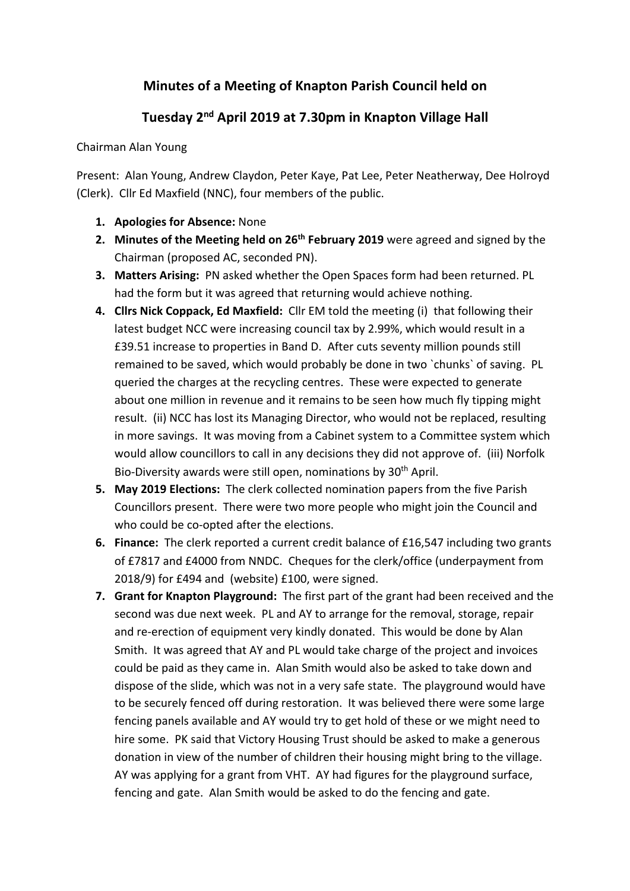# Minutes of a Meeting of Knapton Parish Council held on

# Tuesday 2nd April 2019 at 7.30pm in Knapton Village Hall

Chairman Alan Young

Present: Alan Young, Andrew Claydon, Peter Kaye, Pat Lee, Peter Neatherway, Dee Holroyd (Clerk). Cllr Ed Maxfield (NNC), four members of the public.

1. **Apologies for Absence:** None
2. **Minutes of the Meeting held on 26th February 2019** were agreed and signed by the Chairman (proposed AC, seconded PN).
3. **Matters Arising:** PN asked whether the Open Spaces form had been returned. PL had the form but it was agreed that returning would achieve nothing.
4. **Cllrs Nick Coppack, Ed Maxfield:** Cllr EM told the meeting (i) that following their latest budget NCC were increasing council tax by 2.99%, which would result in a £39.51 increase to properties in Band D. After cuts seventy million pounds still remained to be saved, which would probably be done in two `chunks` of saving. PL queried the charges at the recycling centres. These were expected to generate about one million in revenue and it remains to be seen how much fly tipping might result. (ii) NCC has lost its Managing Director, who would not be replaced, resulting in more savings. It was moving from a Cabinet system to a Committee system which would allow councillors to call in any decisions they did not approve of. (iii) Norfolk Bio-Diversity awards were still open, nominations by 30th April.
5. **May 2019 Elections:** The clerk collected nomination papers from the five Parish Councillors present. There were two more people who might join the Council and who could be co-opted after the elections.
6. **Finance:** The clerk reported a current credit balance of £16,547 including two grants of £7817 and £4000 from NNDC. Cheques for the clerk/office (underpayment from 2018/9) for £494 and (website) £100, were signed.
7. **Grant for Knapton Playground:** The first part of the grant had been received and the second was due next week. PL and AY to arrange for the removal, storage, repair and re-erection of equipment very kindly donated. This would be done by Alan Smith. It was agreed that AY and PL would take charge of the project and invoices could be paid as they came in. Alan Smith would also be asked to take down and dispose of the slide, which was not in a very safe state. The playground would have to be securely fenced off during restoration. It was believed there were some large fencing panels available and AY would try to get hold of these or we might need to hire some. PK said that Victory Housing Trust should be asked to make a generous donation in view of the number of children their housing might bring to the village. AY was applying for a grant from VHT. AY had figures for the playground surface, fencing and gate. Alan Smith would be asked to do the fencing and gate.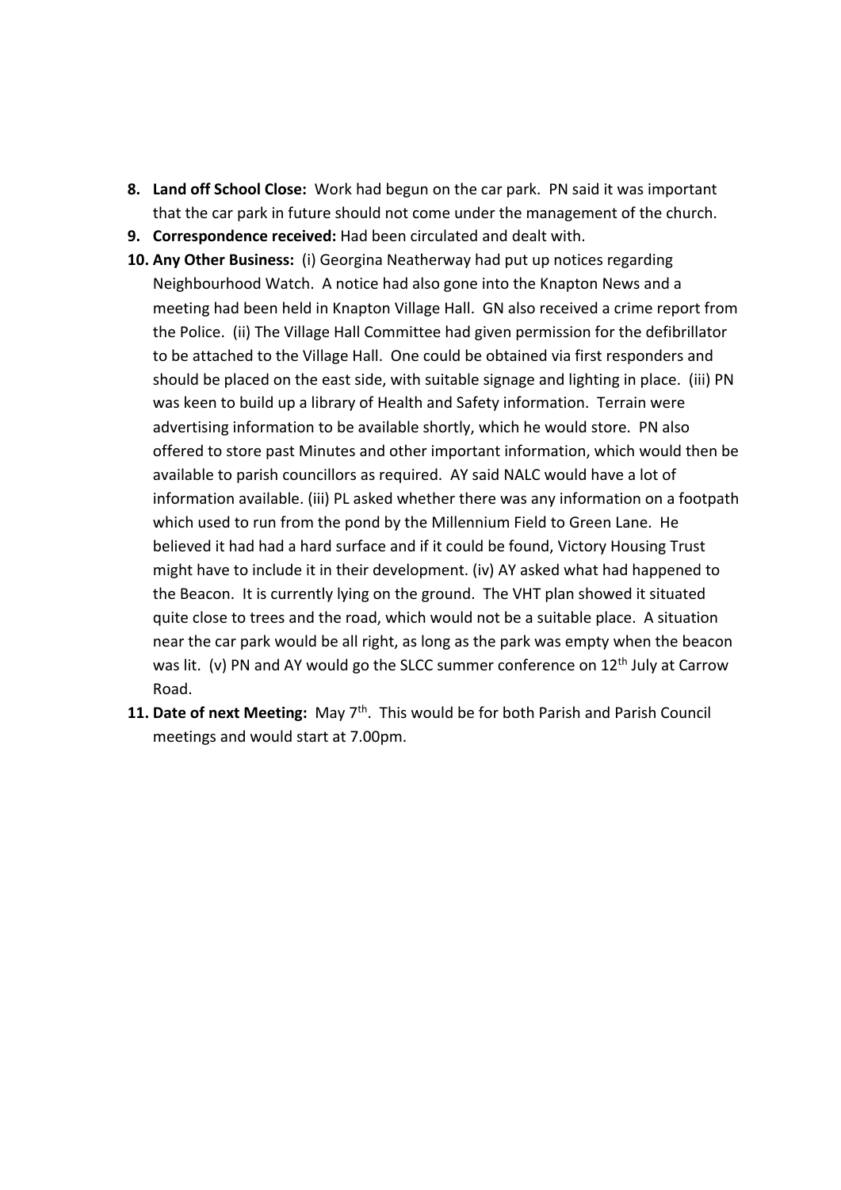8. **Land off School Close:** Work had begun on the car park. PN said it was important that the car park in future should not come under the management of the church.
9. **Correspondence received:** Had been circulated and dealt with.
10. **Any Other Business:** (i) Georgina Neatherway had put up notices regarding Neighbourhood Watch. A notice had also gone into the Knapton News and a meeting had been held in Knapton Village Hall. GN also received a crime report from the Police. (ii) The Village Hall Committee had given permission for the defibrillator to be attached to the Village Hall. One could be obtained via first responders and should be placed on the east side, with suitable signage and lighting in place. (iii) PN was keen to build up a library of Health and Safety information. Terrain were advertising information to be available shortly, which he would store. PN also offered to store past Minutes and other important information, which would then be available to parish councillors as required. AY said NALC would have a lot of information available. (iii) PL asked whether there was any information on a footpath which used to run from the pond by the Millennium Field to Green Lane. He believed it had had a hard surface and if it could be found, Victory Housing Trust might have to include it in their development. (iv) AY asked what had happened to the Beacon. It is currently lying on the ground. The VHT plan showed it situated quite close to trees and the road, which would not be a suitable place. A situation near the car park would be all right, as long as the park was empty when the beacon was lit. (v) PN and AY would go the SLCC summer conference on 12th July at Carrow Road.
11. **Date of next Meeting:** May 7th. This would be for both Parish and Parish Council meetings and would start at 7.00pm.